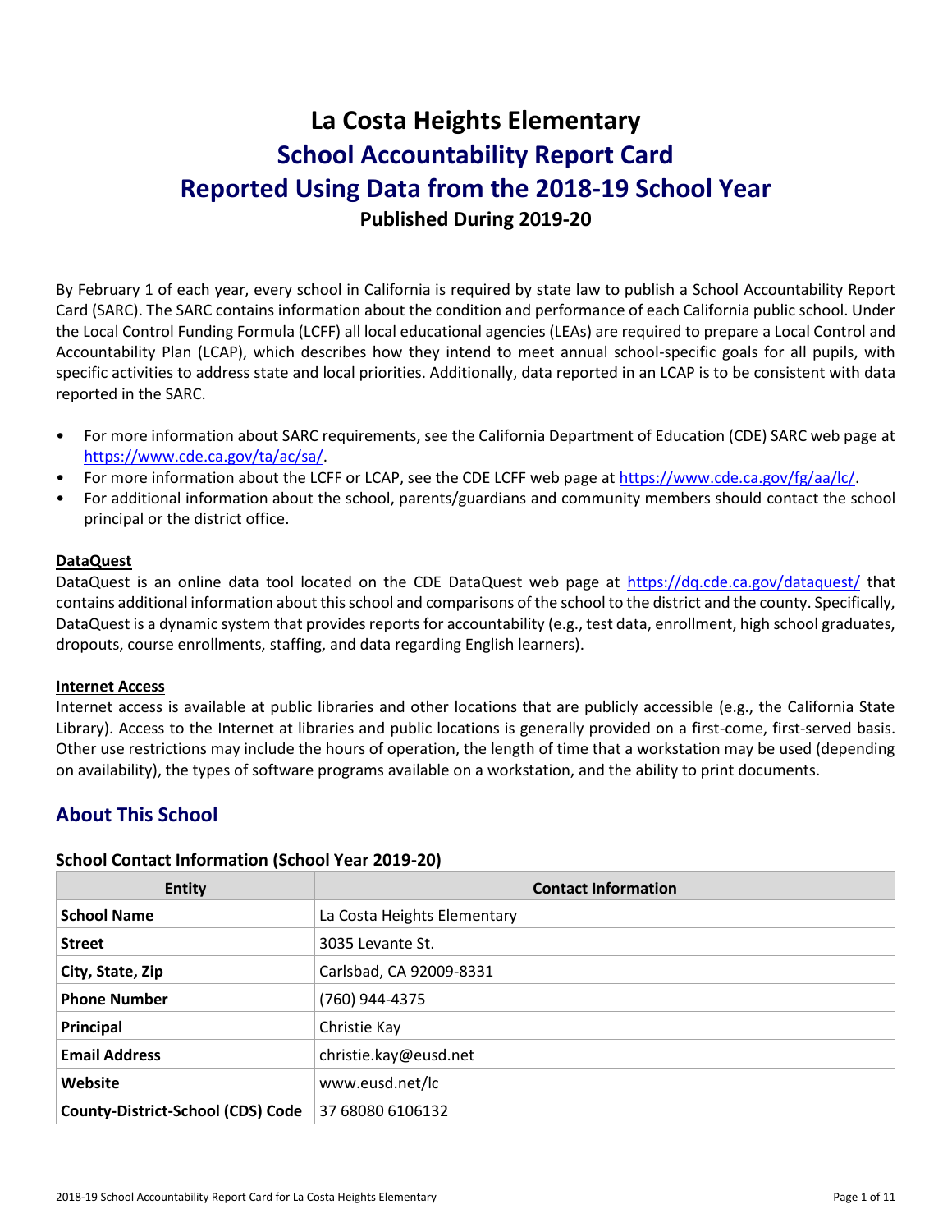# La Costa Heights Elementary

# School Accountability Report Card

# Reported Using Data from the 2018-19 School Year

**Published During 2019-20**

By February 1 of each year, every school in California is required by state law to publish a School Accountability Report Card (SARC). The SARC contains information about the condition and performance of each California public school. Under the Local Control Funding Formula (LCFF) all local educational agencies (LEAs) are required to prepare a Local Control and Accountability Plan (LCAP), which describes how they intend to meet annual school-specific goals for all pupils, with specific activities to address state and local priorities. Additionally, data reported in an LCAP is to be consistent with data reported in the SARC.

- For more information about SARC requirements, see the California Department of Education (CDE) SARC web page at https://www.cde.ca.gov/ta/ac/sa/.
- For more information about the LCFF or LCAP, see the CDE LCFF web page at https://www.cde.ca.gov/fg/aa/lc/.
- For additional information about the school, parents/guardians and community members should contact the school principal or the district office.

**DataQuest**

DataQuest is an online data tool located on the CDE DataQuest web page at https://dq.cde.ca.gov/dataquest/ that contains additional information about this school and comparisons of the school to the district and the county. Specifically, DataQuest is a dynamic system that provides reports for accountability (e.g., test data, enrollment, high school graduates, dropouts, course enrollments, staffing, and data regarding English learners).

**Internet Access**

Internet access is available at public libraries and other locations that are publicly accessible (e.g., the California State Library). Access to the Internet at libraries and public locations is generally provided on a first-come, first-served basis. Other use restrictions may include the hours of operation, the length of time that a workstation may be used (depending on availability), the types of software programs available on a workstation, and the ability to print documents.

## About This School

### School Contact Information (School Year 2019-20)

| Entity | Contact Information |
|---|---|
| **School Name** | La Costa Heights Elementary |
| **Street** | 3035 Levante St. |
| **City, State, Zip** | Carlsbad, CA 92009-8331 |
| **Phone Number** | (760) 944-4375 |
| **Principal** | Christie Kay |
| **Email Address** | christie.kay@eusd.net |
| **Website** | www.eusd.net/lc |
| **County-District-School (CDS) Code** | 37 68080 6106132 |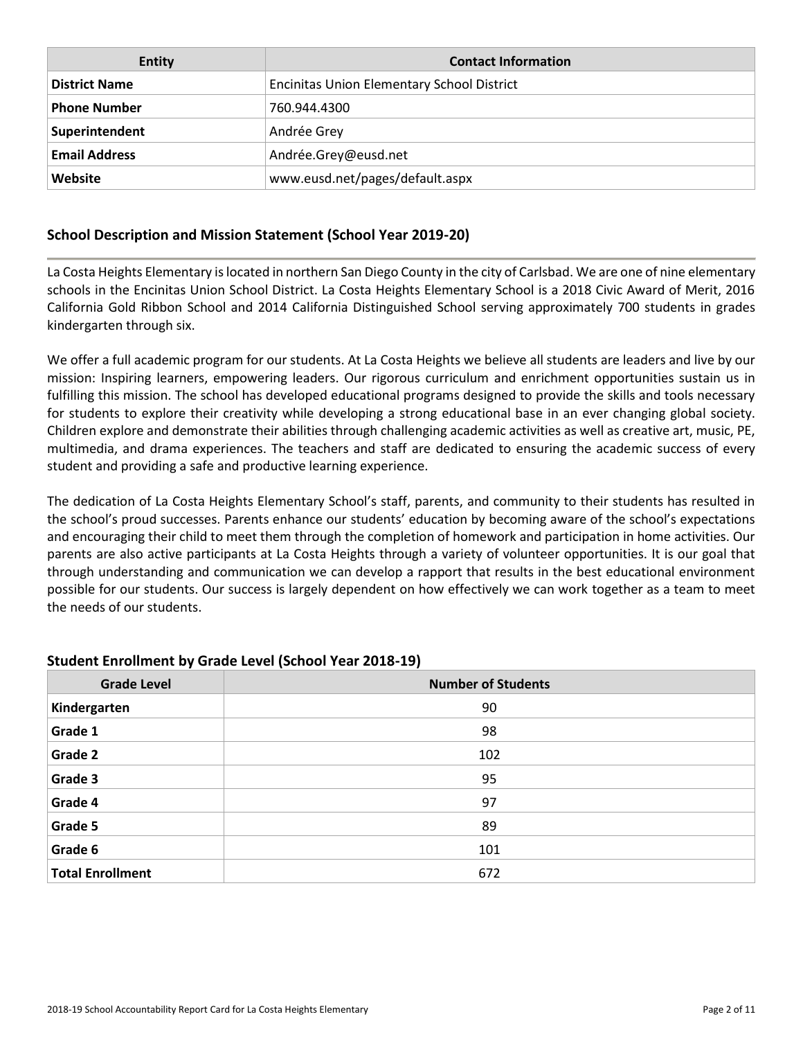| Entity | Contact Information |
| --- | --- |
| **District Name** | Encinitas Union Elementary School District |
| **Phone Number** | 760.944.4300 |
| **Superintendent** | Andrée Grey |
| **Email Address** | Andrée.Grey@eusd.net |
| **Website** | www.eusd.net/pages/default.aspx |

## School Description and Mission Statement (School Year 2019-20)

La Costa Heights Elementary is located in northern San Diego County in the city of Carlsbad. We are one of nine elementary schools in the Encinitas Union School District. La Costa Heights Elementary School is a 2018 Civic Award of Merit, 2016 California Gold Ribbon School and 2014 California Distinguished School serving approximately 700 students in grades kindergarten through six.

We offer a full academic program for our students. At La Costa Heights we believe all students are leaders and live by our mission: Inspiring learners, empowering leaders. Our rigorous curriculum and enrichment opportunities sustain us in fulfilling this mission. The school has developed educational programs designed to provide the skills and tools necessary for students to explore their creativity while developing a strong educational base in an ever changing global society. Children explore and demonstrate their abilities through challenging academic activities as well as creative art, music, PE, multimedia, and drama experiences. The teachers and staff are dedicated to ensuring the academic success of every student and providing a safe and productive learning experience.

The dedication of La Costa Heights Elementary School's staff, parents, and community to their students has resulted in the school's proud successes. Parents enhance our students' education by becoming aware of the school's expectations and encouraging their child to meet them through the completion of homework and participation in home activities. Our parents are also active participants at La Costa Heights through a variety of volunteer opportunities. It is our goal that through understanding and communication we can develop a rapport that results in the best educational environment possible for our students. Our success is largely dependent on how effectively we can work together as a team to meet the needs of our students.

## Student Enrollment by Grade Level (School Year 2018-19)

| Grade Level | Number of Students |
| --- | --- |
| **Kindergarten** | 90 |
| **Grade 1** | 98 |
| **Grade 2** | 102 |
| **Grade 3** | 95 |
| **Grade 4** | 97 |
| **Grade 5** | 89 |
| **Grade 6** | 101 |
| **Total Enrollment** | 672 |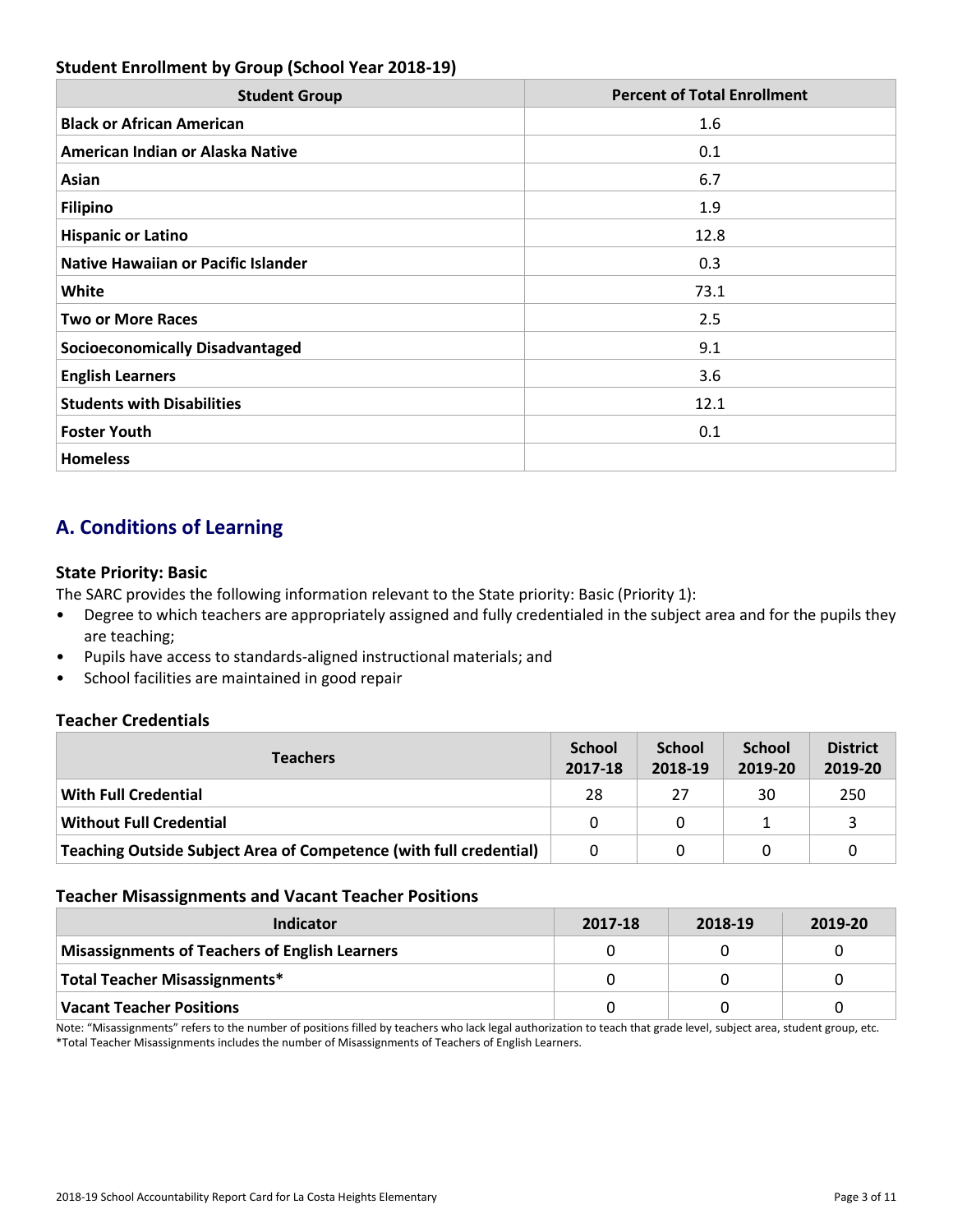### Student Enrollment by Group (School Year 2018-19)

| Student Group | Percent of Total Enrollment |
| --- | --- |
| **Black or African American** | 1.6 |
| **American Indian or Alaska Native** | 0.1 |
| **Asian** | 6.7 |
| **Filipino** | 1.9 |
| **Hispanic or Latino** | 12.8 |
| **Native Hawaiian or Pacific Islander** | 0.3 |
| **White** | 73.1 |
| **Two or More Races** | 2.5 |
| **Socioeconomically Disadvantaged** | 9.1 |
| **English Learners** | 3.6 |
| **Students with Disabilities** | 12.1 |
| **Foster Youth** | 0.1 |
| **Homeless** | |

## A. Conditions of Learning

### State Priority: Basic

The SARC provides the following information relevant to the State priority: Basic (Priority 1):

- Degree to which teachers are appropriately assigned and fully credentialed in the subject area and for the pupils they are teaching;
- Pupils have access to standards-aligned instructional materials; and
- School facilities are maintained in good repair

### Teacher Credentials

| Teachers | School 2017-18 | School 2018-19 | School 2019-20 | District 2019-20 |
| --- | --- | --- | --- | --- |
| **With Full Credential** | 28 | 27 | 30 | 250 |
| **Without Full Credential** | 0 | 0 | 1 | 3 |
| **Teaching Outside Subject Area of Competence (with full credential)** | 0 | 0 | 0 | 0 |

### Teacher Misassignments and Vacant Teacher Positions

| Indicator | 2017-18 | 2018-19 | 2019-20 |
| --- | --- | --- | --- |
| **Misassignments of Teachers of English Learners** | 0 | 0 | 0 |
| **Total Teacher Misassignments*** | 0 | 0 | 0 |
| **Vacant Teacher Positions** | 0 | 0 | 0 |

Note: “Misassignments” refers to the number of positions filled by teachers who lack legal authorization to teach that grade level, subject area, student group, etc.
*Total Teacher Misassignments includes the number of Misassignments of Teachers of English Learners.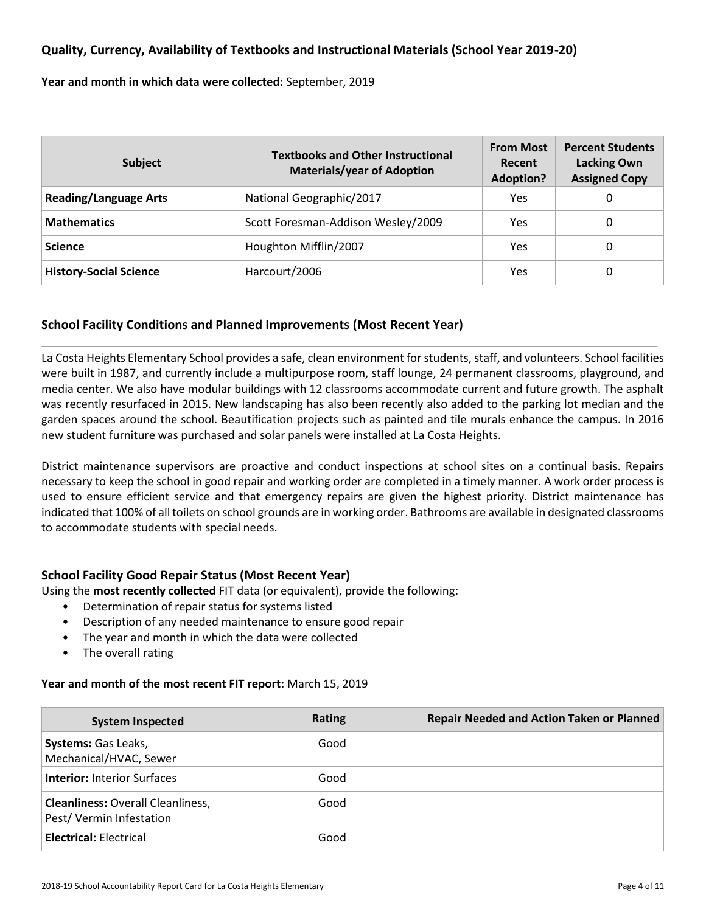### Quality, Currency, Availability of Textbooks and Instructional Materials (School Year 2019-20)

**Year and month in which data were collected:** September, 2019

| Subject | Textbooks and Other Instructional Materials/year of Adoption | From Most Recent Adoption? | Percent Students Lacking Own Assigned Copy |
|---|---|---|---|
| **Reading/Language Arts** | National Geographic/2017 | Yes | 0 |
| **Mathematics** | Scott Foresman-Addison Wesley/2009 | Yes | 0 |
| **Science** | Houghton Mifflin/2007 | Yes | 0 |
| **History-Social Science** | Harcourt/2006 | Yes | 0 |

### School Facility Conditions and Planned Improvements (Most Recent Year)

La Costa Heights Elementary School provides a safe, clean environment for students, staff, and volunteers. School facilities were built in 1987, and currently include a multipurpose room, staff lounge, 24 permanent classrooms, playground, and media center. We also have modular buildings with 12 classrooms accommodate current and future growth. The asphalt was recently resurfaced in 2015. New landscaping has also been recently also added to the parking lot median and the garden spaces around the school. Beautification projects such as painted and tile murals enhance the campus. In 2016 new student furniture was purchased and solar panels were installed at La Costa Heights.

District maintenance supervisors are proactive and conduct inspections at school sites on a continual basis. Repairs necessary to keep the school in good repair and working order are completed in a timely manner. A work order process is used to ensure efficient service and that emergency repairs are given the highest priority. District maintenance has indicated that 100% of all toilets on school grounds are in working order. Bathrooms are available in designated classrooms to accommodate students with special needs.

### School Facility Good Repair Status (Most Recent Year)

Using the **most recently collected** FIT data (or equivalent), provide the following:

- Determination of repair status for systems listed
- Description of any needed maintenance to ensure good repair
- The year and month in which the data were collected
- The overall rating

**Year and month of the most recent FIT report:** March 15, 2019

| System Inspected | Rating | Repair Needed and Action Taken or Planned |
|---|---|---|
| **Systems:** Gas Leaks, Mechanical/HVAC, Sewer | Good | |
| **Interior:** Interior Surfaces | Good | |
| **Cleanliness:** Overall Cleanliness, Pest/ Vermin Infestation | Good | |
| **Electrical:** Electrical | Good | |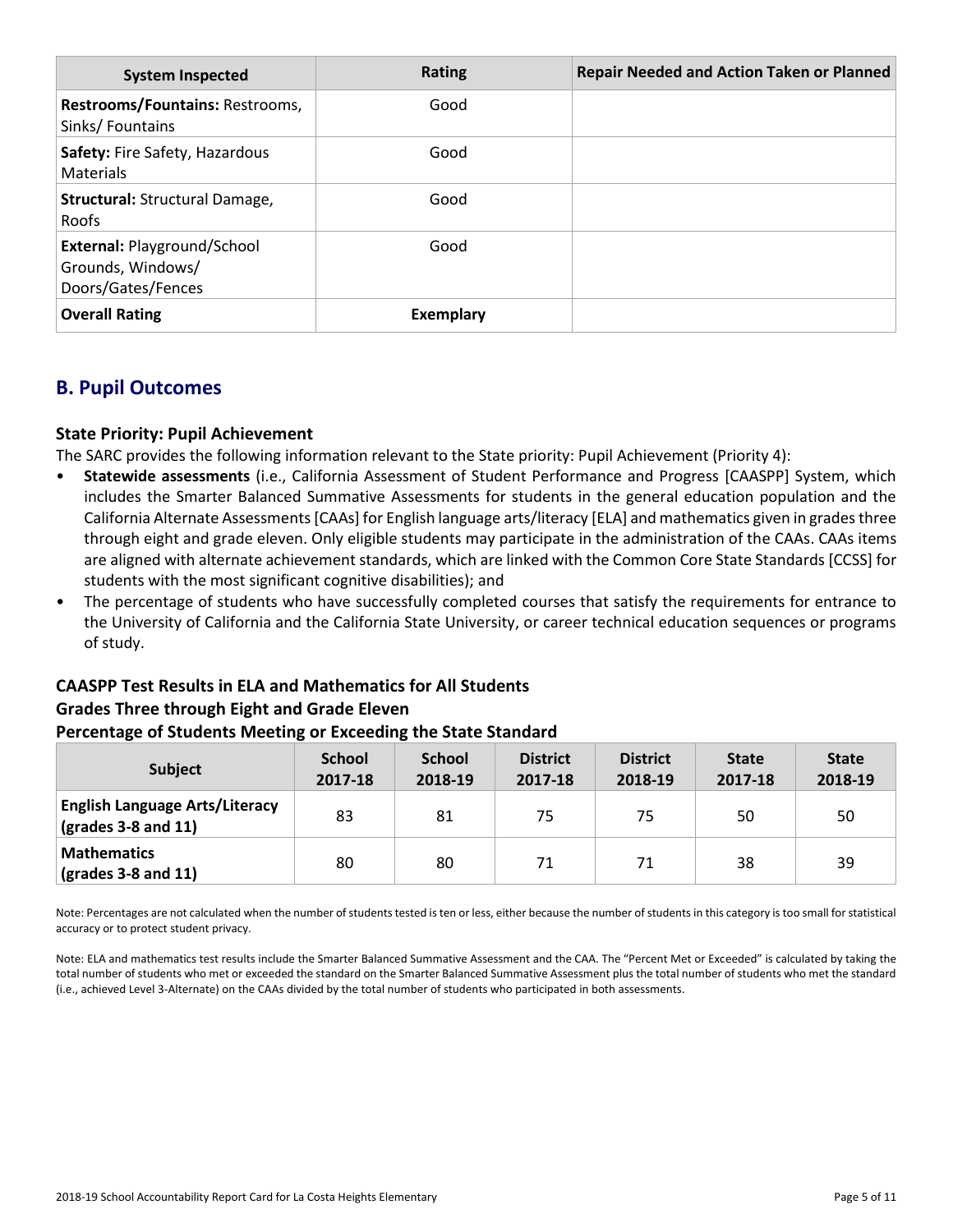| System Inspected | Rating | Repair Needed and Action Taken or Planned |
|---|---|---|
| **Restrooms/Fountains:** Restrooms, Sinks/ Fountains | Good | |
| **Safety:** Fire Safety, Hazardous Materials | Good | |
| **Structural:** Structural Damage, Roofs | Good | |
| **External:** Playground/School Grounds, Windows/ Doors/Gates/Fences | Good | |
| **Overall Rating** | **Exemplary** | |

## B. Pupil Outcomes

### State Priority: Pupil Achievement

The SARC provides the following information relevant to the State priority: Pupil Achievement (Priority 4):

- **Statewide assessments** (i.e., California Assessment of Student Performance and Progress [CAASPP] System, which includes the Smarter Balanced Summative Assessments for students in the general education population and the California Alternate Assessments [CAAs] for English language arts/literacy [ELA] and mathematics given in grades three through eight and grade eleven. Only eligible students may participate in the administration of the CAAs. CAAs items are aligned with alternate achievement standards, which are linked with the Common Core State Standards [CCSS] for students with the most significant cognitive disabilities); and
- The percentage of students who have successfully completed courses that satisfy the requirements for entrance to the University of California and the California State University, or career technical education sequences or programs of study.

### CAASPP Test Results in ELA and Mathematics for All Students
### Grades Three through Eight and Grade Eleven
### Percentage of Students Meeting or Exceeding the State Standard

| Subject | School 2017-18 | School 2018-19 | District 2017-18 | District 2018-19 | State 2017-18 | State 2018-19 |
|---|---|---|---|---|---|---|
| **English Language Arts/Literacy (grades 3-8 and 11)** | 83 | 81 | 75 | 75 | 50 | 50 |
| **Mathematics (grades 3-8 and 11)** | 80 | 80 | 71 | 71 | 38 | 39 |

Note: Percentages are not calculated when the number of students tested is ten or less, either because the number of students in this category is too small for statistical accuracy or to protect student privacy.

Note: ELA and mathematics test results include the Smarter Balanced Summative Assessment and the CAA. The "Percent Met or Exceeded" is calculated by taking the total number of students who met or exceeded the standard on the Smarter Balanced Summative Assessment plus the total number of students who met the standard (i.e., achieved Level 3-Alternate) on the CAAs divided by the total number of students who participated in both assessments.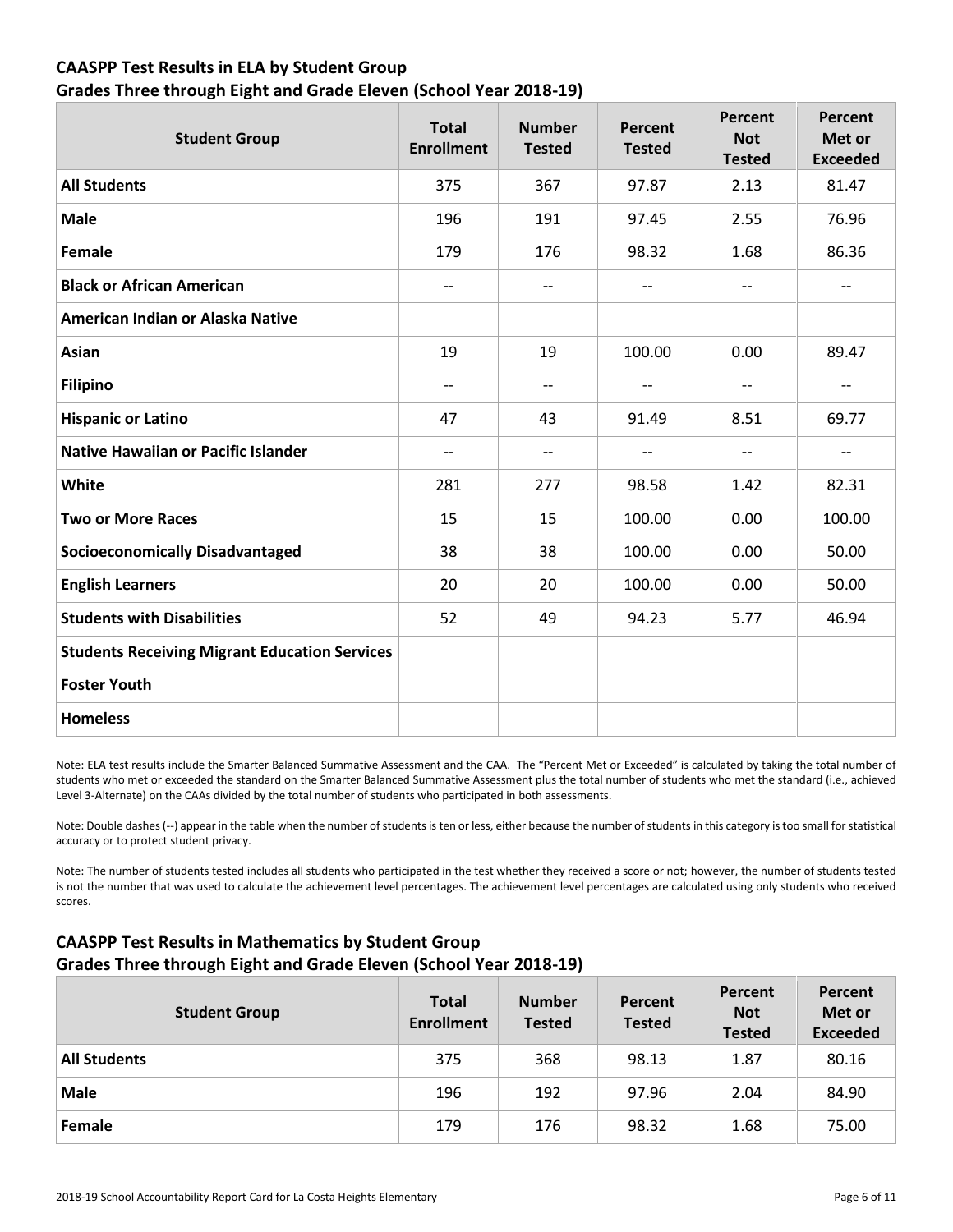## CAASPP Test Results in ELA by Student Group
## Grades Three through Eight and Grade Eleven (School Year 2018-19)

| Student Group | Total Enrollment | Number Tested | Percent Tested | Percent Not Tested | Percent Met or Exceeded |
|---|---|---|---|---|---|
| **All Students** | 375 | 367 | 97.87 | 2.13 | 81.47 |
| **Male** | 196 | 191 | 97.45 | 2.55 | 76.96 |
| **Female** | 179 | 176 | 98.32 | 1.68 | 86.36 |
| **Black or African American** | -- | -- | -- | -- | -- |
| **American Indian or Alaska Native** | | | | | |
| **Asian** | 19 | 19 | 100.00 | 0.00 | 89.47 |
| **Filipino** | -- | -- | -- | -- | -- |
| **Hispanic or Latino** | 47 | 43 | 91.49 | 8.51 | 69.77 |
| **Native Hawaiian or Pacific Islander** | -- | -- | -- | -- | -- |
| **White** | 281 | 277 | 98.58 | 1.42 | 82.31 |
| **Two or More Races** | 15 | 15 | 100.00 | 0.00 | 100.00 |
| **Socioeconomically Disadvantaged** | 38 | 38 | 100.00 | 0.00 | 50.00 |
| **English Learners** | 20 | 20 | 100.00 | 0.00 | 50.00 |
| **Students with Disabilities** | 52 | 49 | 94.23 | 5.77 | 46.94 |
| **Students Receiving Migrant Education Services** | | | | | |
| **Foster Youth** | | | | | |
| **Homeless** | | | | | |

Note: ELA test results include the Smarter Balanced Summative Assessment and the CAA. The "Percent Met or Exceeded" is calculated by taking the total number of students who met or exceeded the standard on the Smarter Balanced Summative Assessment plus the total number of students who met the standard (i.e., achieved Level 3-Alternate) on the CAAs divided by the total number of students who participated in both assessments.

Note: Double dashes (--) appear in the table when the number of students is ten or less, either because the number of students in this category is too small for statistical accuracy or to protect student privacy.

Note: The number of students tested includes all students who participated in the test whether they received a score or not; however, the number of students tested is not the number that was used to calculate the achievement level percentages. The achievement level percentages are calculated using only students who received scores.

## CAASPP Test Results in Mathematics by Student Group
## Grades Three through Eight and Grade Eleven (School Year 2018-19)

| Student Group | Total Enrollment | Number Tested | Percent Tested | Percent Not Tested | Percent Met or Exceeded |
|---|---|---|---|---|---|
| **All Students** | 375 | 368 | 98.13 | 1.87 | 80.16 |
| **Male** | 196 | 192 | 97.96 | 2.04 | 84.90 |
| **Female** | 179 | 176 | 98.32 | 1.68 | 75.00 |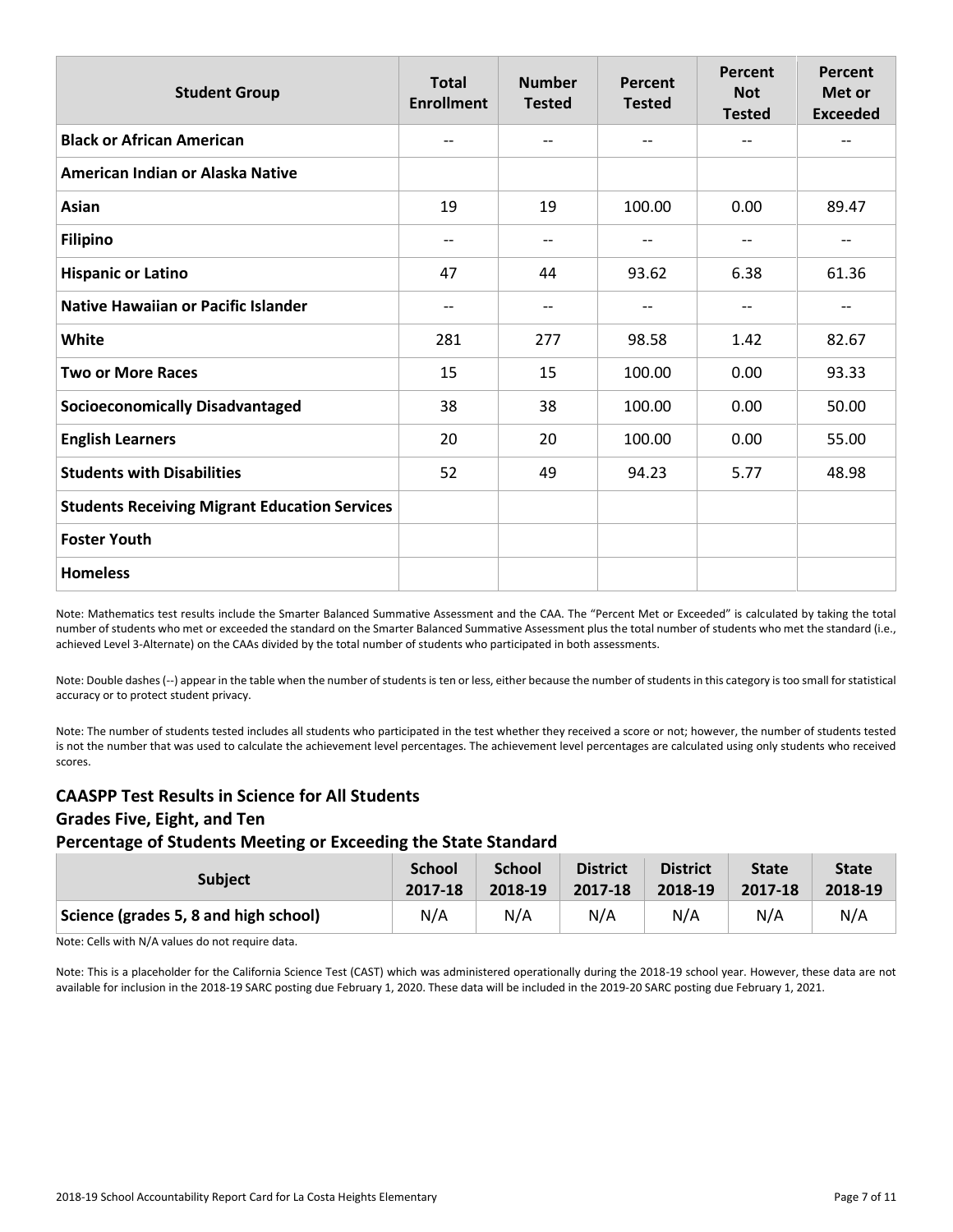| Student Group | Total Enrollment | Number Tested | Percent Tested | Percent Not Tested | Percent Met or Exceeded |
|---|---|---|---|---|---|
| **Black or African American** | -- | -- | -- | -- | -- |
| **American Indian or Alaska Native** | | | | | |
| **Asian** | 19 | 19 | 100.00 | 0.00 | 89.47 |
| **Filipino** | -- | -- | -- | -- | -- |
| **Hispanic or Latino** | 47 | 44 | 93.62 | 6.38 | 61.36 |
| **Native Hawaiian or Pacific Islander** | -- | -- | -- | -- | -- |
| **White** | 281 | 277 | 98.58 | 1.42 | 82.67 |
| **Two or More Races** | 15 | 15 | 100.00 | 0.00 | 93.33 |
| **Socioeconomically Disadvantaged** | 38 | 38 | 100.00 | 0.00 | 50.00 |
| **English Learners** | 20 | 20 | 100.00 | 0.00 | 55.00 |
| **Students with Disabilities** | 52 | 49 | 94.23 | 5.77 | 48.98 |
| **Students Receiving Migrant Education Services** | | | | | |
| **Foster Youth** | | | | | |
| **Homeless** | | | | | |

Note: Mathematics test results include the Smarter Balanced Summative Assessment and the CAA. The "Percent Met or Exceeded" is calculated by taking the total number of students who met or exceeded the standard on the Smarter Balanced Summative Assessment plus the total number of students who met the standard (i.e., achieved Level 3-Alternate) on the CAAs divided by the total number of students who participated in both assessments.

Note: Double dashes (--) appear in the table when the number of students is ten or less, either because the number of students in this category is too small for statistical accuracy or to protect student privacy.

Note: The number of students tested includes all students who participated in the test whether they received a score or not; however, the number of students tested is not the number that was used to calculate the achievement level percentages. The achievement level percentages are calculated using only students who received scores.

## CAASPP Test Results in Science for All Students
## Grades Five, Eight, and Ten
## Percentage of Students Meeting or Exceeding the State Standard

| Subject | School 2017-18 | School 2018-19 | District 2017-18 | District 2018-19 | State 2017-18 | State 2018-19 |
|---|---|---|---|---|---|---|
| Science (grades 5, 8 and high school) | N/A | N/A | N/A | N/A | N/A | N/A |

Note: Cells with N/A values do not require data.

Note: This is a placeholder for the California Science Test (CAST) which was administered operationally during the 2018-19 school year. However, these data are not available for inclusion in the 2018-19 SARC posting due February 1, 2020. These data will be included in the 2019-20 SARC posting due February 1, 2021.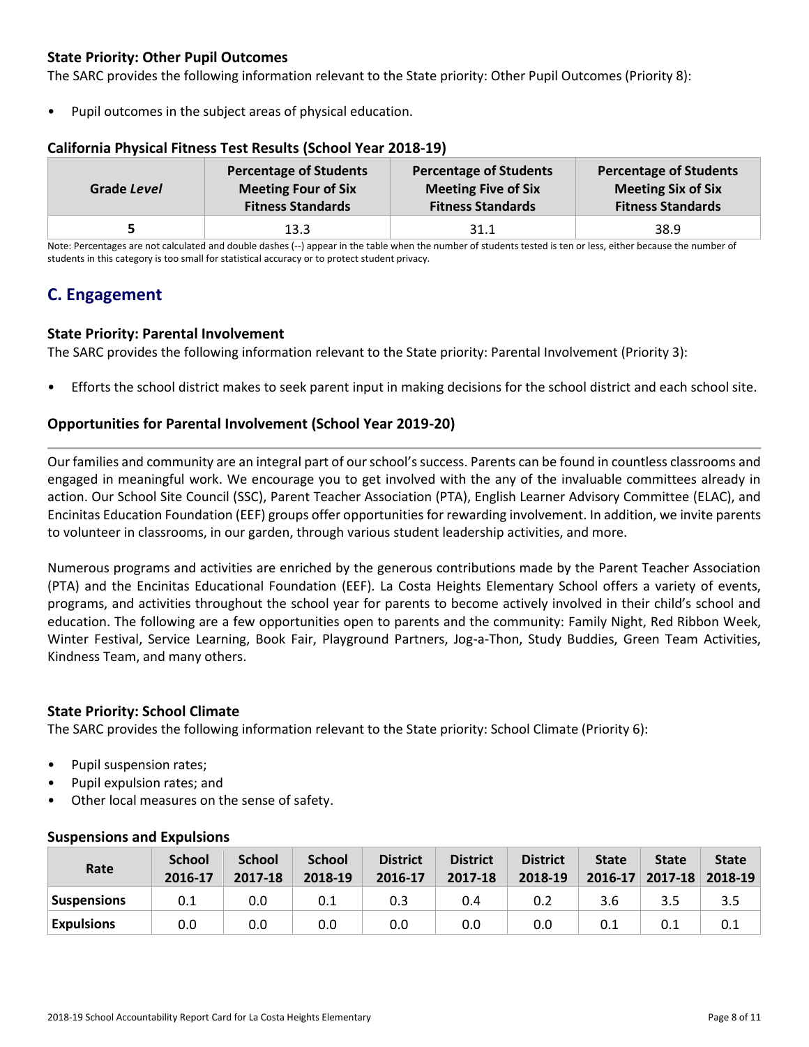### State Priority: Other Pupil Outcomes

The SARC provides the following information relevant to the State priority: Other Pupil Outcomes (Priority 8):

- Pupil outcomes in the subject areas of physical education.

### California Physical Fitness Test Results (School Year 2018-19)

| Grade *Level* | Percentage of Students Meeting Four of Six Fitness Standards | Percentage of Students Meeting Five of Six Fitness Standards | Percentage of Students Meeting Six of Six Fitness Standards |
|---|---|---|---|
| **5** | 13.3 | 31.1 | 38.9 |

Note: Percentages are not calculated and double dashes (--) appear in the table when the number of students tested is ten or less, either because the number of students in this category is too small for statistical accuracy or to protect student privacy.

## C. Engagement

### State Priority: Parental Involvement

The SARC provides the following information relevant to the State priority: Parental Involvement (Priority 3):

- Efforts the school district makes to seek parent input in making decisions for the school district and each school site.

### Opportunities for Parental Involvement (School Year 2019-20)

Our families and community are an integral part of our school's success. Parents can be found in countless classrooms and engaged in meaningful work. We encourage you to get involved with the any of the invaluable committees already in action. Our School Site Council (SSC), Parent Teacher Association (PTA), English Learner Advisory Committee (ELAC), and Encinitas Education Foundation (EEF) groups offer opportunities for rewarding involvement. In addition, we invite parents to volunteer in classrooms, in our garden, through various student leadership activities, and more.

Numerous programs and activities are enriched by the generous contributions made by the Parent Teacher Association (PTA) and the Encinitas Educational Foundation (EEF). La Costa Heights Elementary School offers a variety of events, programs, and activities throughout the school year for parents to become actively involved in their child's school and education. The following are a few opportunities open to parents and the community: Family Night, Red Ribbon Week, Winter Festival, Service Learning, Book Fair, Playground Partners, Jog-a-Thon, Study Buddies, Green Team Activities, Kindness Team, and many others.

### State Priority: School Climate

The SARC provides the following information relevant to the State priority: School Climate (Priority 6):

- Pupil suspension rates;
- Pupil expulsion rates; and
- Other local measures on the sense of safety.

### Suspensions and Expulsions

| Rate | School 2016-17 | School 2017-18 | School 2018-19 | District 2016-17 | District 2017-18 | District 2018-19 | State 2016-17 | State 2017-18 | State 2018-19 |
|---|---|---|---|---|---|---|---|---|---|
| **Suspensions** | 0.1 | 0.0 | 0.1 | 0.3 | 0.4 | 0.2 | 3.6 | 3.5 | 3.5 |
| **Expulsions** | 0.0 | 0.0 | 0.0 | 0.0 | 0.0 | 0.0 | 0.1 | 0.1 | 0.1 |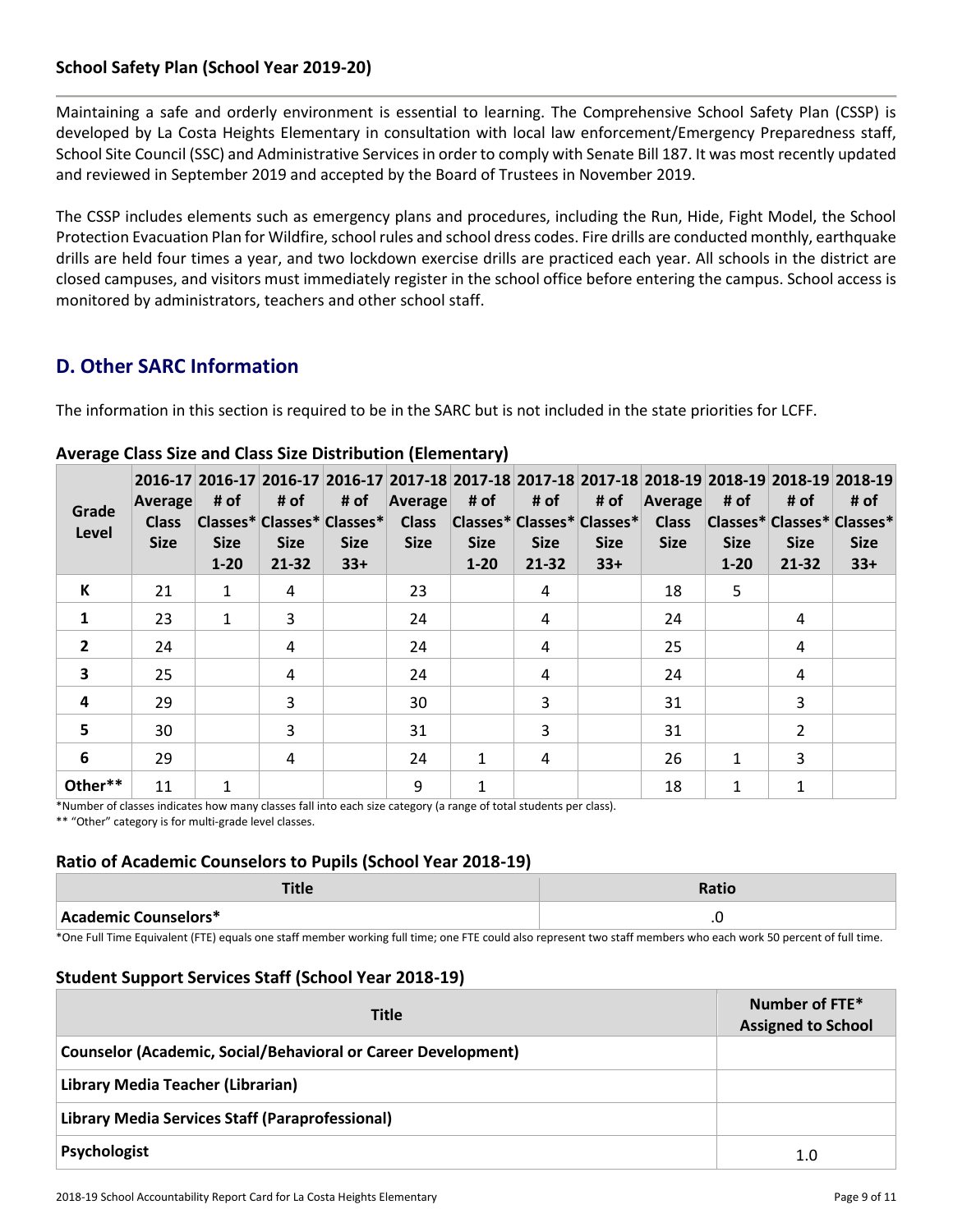### School Safety Plan (School Year 2019-20)

Maintaining a safe and orderly environment is essential to learning. The Comprehensive School Safety Plan (CSSP) is developed by La Costa Heights Elementary in consultation with local law enforcement/Emergency Preparedness staff, School Site Council (SSC) and Administrative Services in order to comply with Senate Bill 187. It was most recently updated and reviewed in September 2019 and accepted by the Board of Trustees in November 2019.

The CSSP includes elements such as emergency plans and procedures, including the Run, Hide, Fight Model, the School Protection Evacuation Plan for Wildfire, school rules and school dress codes. Fire drills are conducted monthly, earthquake drills are held four times a year, and two lockdown exercise drills are practiced each year. All schools in the district are closed campuses, and visitors must immediately register in the school office before entering the campus. School access is monitored by administrators, teachers and other school staff.

## D. Other SARC Information

The information in this section is required to be in the SARC but is not included in the state priorities for LCFF.

### Average Class Size and Class Size Distribution (Elementary)

| Grade Level | 2016-17 Average Class Size | 2016-17 # of Classes* Size 1-20 | 2016-17 # of Classes* Size 21-32 | 2016-17 # of Classes* Size 33+ | 2017-18 Average Class Size | 2017-18 # of Classes* Size 1-20 | 2017-18 # of Classes* Size 21-32 | 2017-18 # of Classes* Size 33+ | 2018-19 Average Class Size | 2018-19 # of Classes* Size 1-20 | 2018-19 # of Classes* Size 21-32 | 2018-19 # of Classes* Size 33+ |
|---|---|---|---|---|---|---|---|---|---|---|---|---|
| K | 21 | 1 | 4 | | 23 | | 4 | | 18 | 5 | | |
| 1 | 23 | 1 | 3 | | 24 | | 4 | | 24 | | 4 | |
| 2 | 24 | | 4 | | 24 | | 4 | | 25 | | 4 | |
| 3 | 25 | | 4 | | 24 | | 4 | | 24 | | 4 | |
| 4 | 29 | | 3 | | 30 | | 3 | | 31 | | 3 | |
| 5 | 30 | | 3 | | 31 | | 3 | | 31 | | 2 | |
| 6 | 29 | | 4 | | 24 | 1 | 4 | | 26 | 1 | 3 | |
| Other** | 11 | 1 | | | 9 | 1 | | | 18 | 1 | 1 | |

*Number of classes indicates how many classes fall into each size category (a range of total students per class).

** "Other" category is for multi-grade level classes.

### Ratio of Academic Counselors to Pupils (School Year 2018-19)

| Title | Ratio |
|---|---|
| Academic Counselors* | .0 |

*One Full Time Equivalent (FTE) equals one staff member working full time; one FTE could also represent two staff members who each work 50 percent of full time.

### Student Support Services Staff (School Year 2018-19)

| Title | Number of FTE* Assigned to School |
|---|---|
| Counselor (Academic, Social/Behavioral or Career Development) | |
| Library Media Teacher (Librarian) | |
| Library Media Services Staff (Paraprofessional) | |
| Psychologist | 1.0 |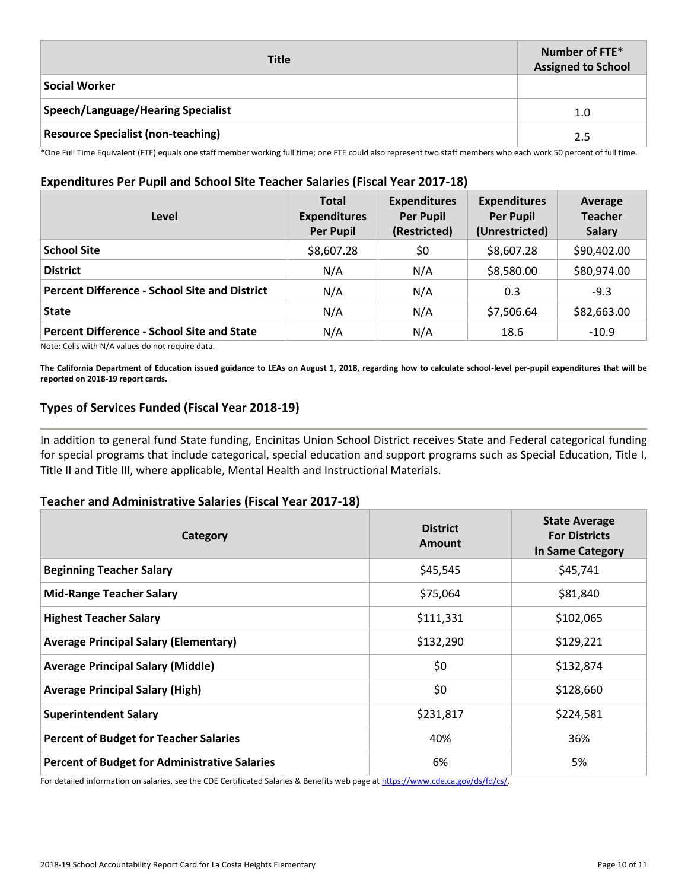| Title | Number of FTE* Assigned to School |
|---|---|
| Social Worker | |
| Speech/Language/Hearing Specialist | 1.0 |
| Resource Specialist (non-teaching) | 2.5 |

*One Full Time Equivalent (FTE) equals one staff member working full time; one FTE could also represent two staff members who each work 50 percent of full time.

### Expenditures Per Pupil and School Site Teacher Salaries (Fiscal Year 2017-18)

| Level | Total Expenditures Per Pupil | Expenditures Per Pupil (Restricted) | Expenditures Per Pupil (Unrestricted) | Average Teacher Salary |
|---|---|---|---|---|
| School Site | $8,607.28 | $0 | $8,607.28 | $90,402.00 |
| District | N/A | N/A | $8,580.00 | $80,974.00 |
| Percent Difference - School Site and District | N/A | N/A | 0.3 | -9.3 |
| State | N/A | N/A | $7,506.64 | $82,663.00 |
| Percent Difference - School Site and State | N/A | N/A | 18.6 | -10.9 |

Note: Cells with N/A values do not require data.

**The California Department of Education issued guidance to LEAs on August 1, 2018, regarding how to calculate school-level per-pupil expenditures that will be reported on 2018-19 report cards.**

### Types of Services Funded (Fiscal Year 2018-19)

In addition to general fund State funding, Encinitas Union School District receives State and Federal categorical funding for special programs that include categorical, special education and support programs such as Special Education, Title I, Title II and Title III, where applicable, Mental Health and Instructional Materials.

### Teacher and Administrative Salaries (Fiscal Year 2017-18)

| Category | District Amount | State Average For Districts In Same Category |
|---|---|---|
| Beginning Teacher Salary | $45,545 | $45,741 |
| Mid-Range Teacher Salary | $75,064 | $81,840 |
| Highest Teacher Salary | $111,331 | $102,065 |
| Average Principal Salary (Elementary) | $132,290 | $129,221 |
| Average Principal Salary (Middle) | $0 | $132,874 |
| Average Principal Salary (High) | $0 | $128,660 |
| Superintendent Salary | $231,817 | $224,581 |
| Percent of Budget for Teacher Salaries | 40% | 36% |
| Percent of Budget for Administrative Salaries | 6% | 5% |

For detailed information on salaries, see the CDE Certificated Salaries & Benefits web page at https://www.cde.ca.gov/ds/fd/cs/.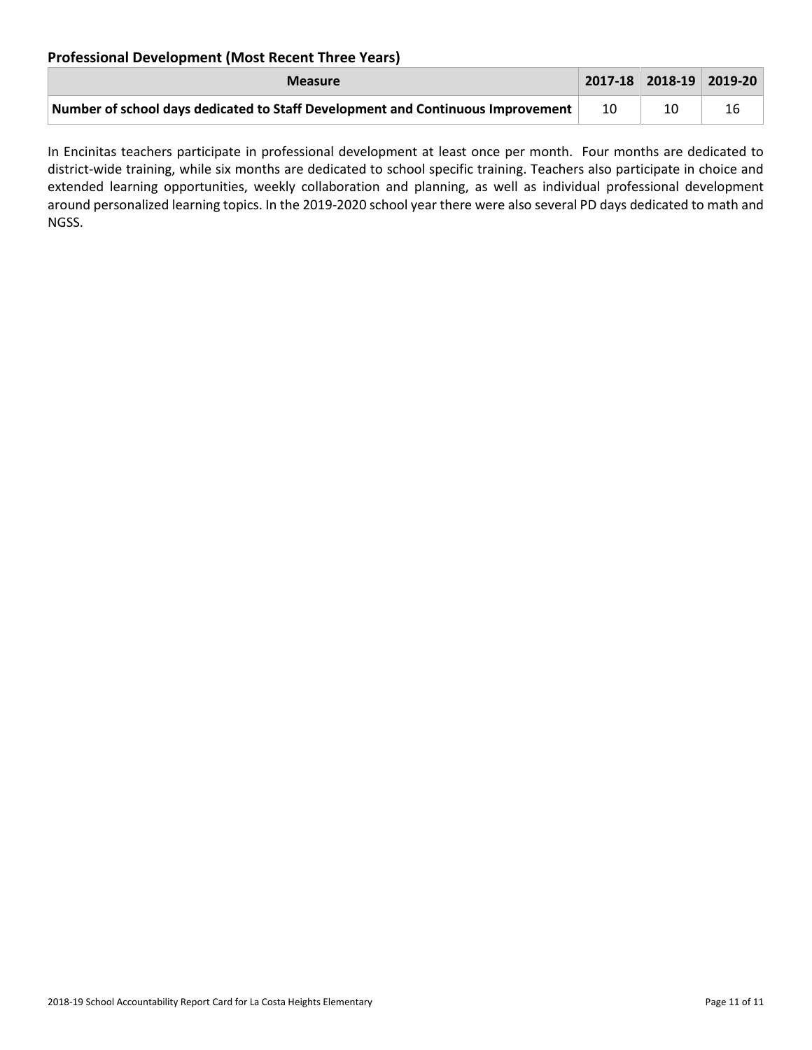### Professional Development (Most Recent Three Years)

| Measure | 2017-18 | 2018-19 | 2019-20 |
|---|---|---|---|
| Number of school days dedicated to Staff Development and Continuous Improvement | 10 | 10 | 16 |

In Encinitas teachers participate in professional development at least once per month. Four months are dedicated to district-wide training, while six months are dedicated to school specific training. Teachers also participate in choice and extended learning opportunities, weekly collaboration and planning, as well as individual professional development around personalized learning topics. In the 2019-2020 school year there were also several PD days dedicated to math and NGSS.